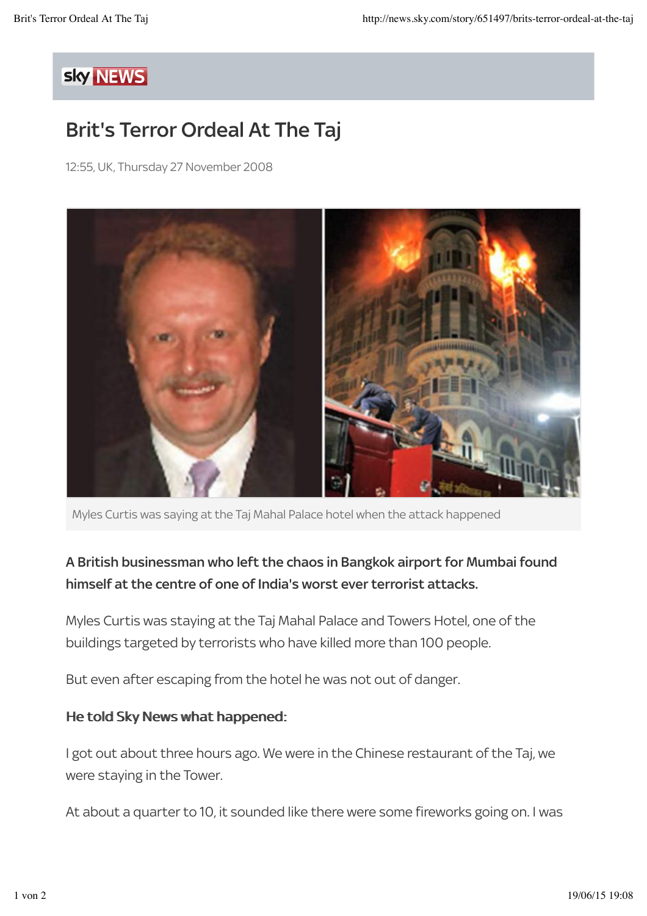# Brit's Terror Ordeal At The Taj

12:55, UK, Thursday 27 November 2008

Myles Curtis was saying at the Taj Mahal Palace hotel when the attack happened

**A British businessman who left the chaos in Bangkok airport for Mumbai found himself at the centre of one of India's worst ever terrorist attacks.**

Myles Curtis was staying at the Taj Mahal Palace and Towers Hotel, one of the buildings targeted by terrorists who have killed more than 100 people.

But even after escaping from the hotel he was not out of danger.

**He told Sky News what happened:**

I got out about three hours ago. We were in the Chinese restaurant of the Taj, we were staying in the Tower.

At about a quarter to 10, it sounded like there were some fireworks going on. I was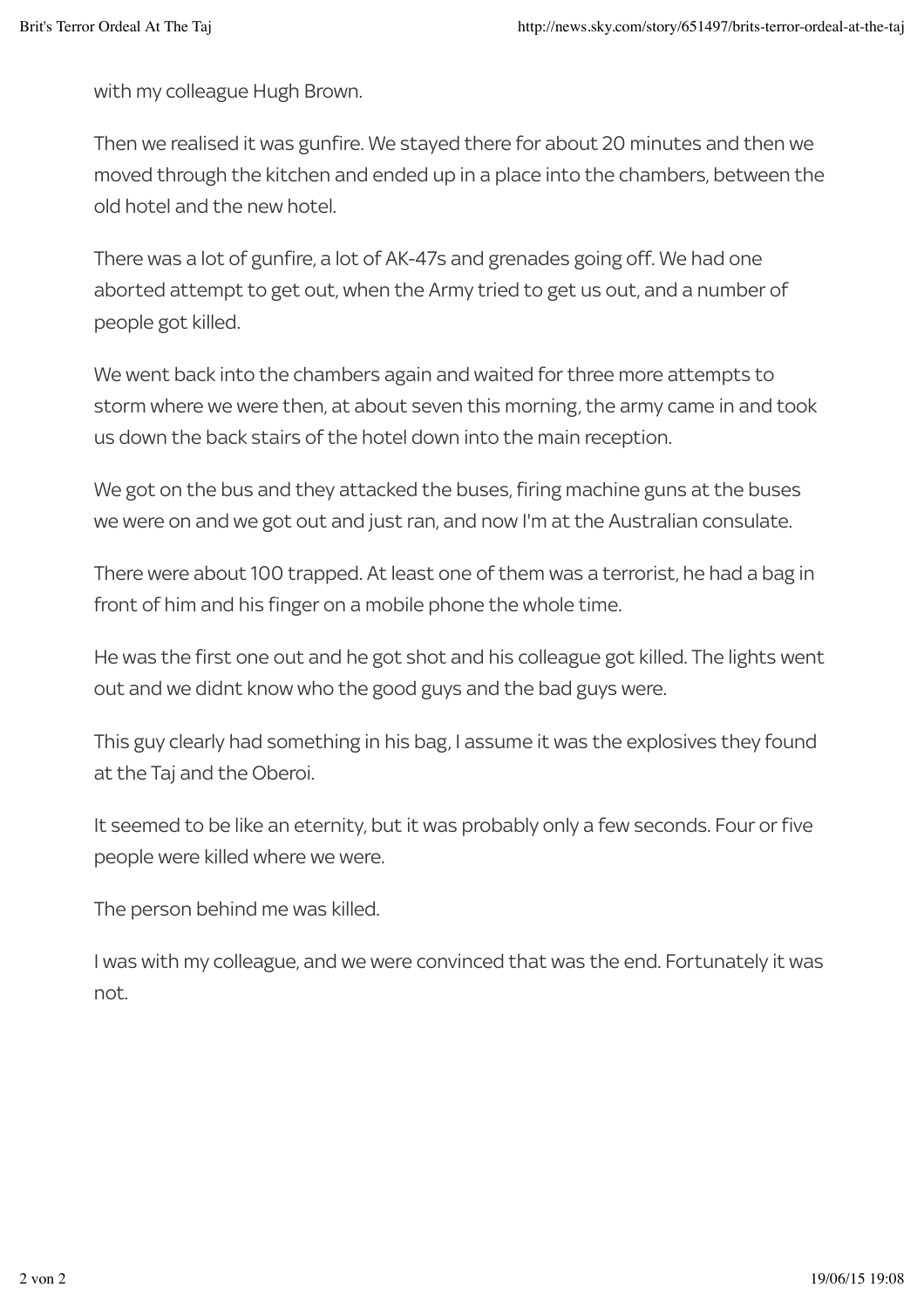with my colleague Hugh Brown.

Then we realised it was gunfire. We stayed there for about 20 minutes and then we moved through the kitchen and ended up in a place into the chambers, between the old hotel and the new hotel.

There was a lot of gunfire, a lot of AK-47s and grenades going off. We had one aborted attempt to get out, when the Army tried to get us out, and a number of people got killed.

We went back into the chambers again and waited for three more attempts to storm where we were then, at about seven this morning, the army came in and took us down the back stairs of the hotel down into the main reception.

We got on the bus and they attacked the buses, firing machine guns at the buses we were on and we got out and just ran, and now I'm at the Australian consulate.

There were about 100 trapped. At least one of them was a terrorist, he had a bag in front of him and his finger on a mobile phone the whole time.

He was the first one out and he got shot and his colleague got killed. The lights went out and we didnt know who the good guys and the bad guys were.

This guy clearly had something in his bag, I assume it was the explosives they found at the Taj and the Oberoi.

It seemed to be like an eternity, but it was probably only a few seconds. Four or five people were killed where we were.

The person behind me was killed.

I was with my colleague, and we were convinced that was the end. Fortunately it was not.